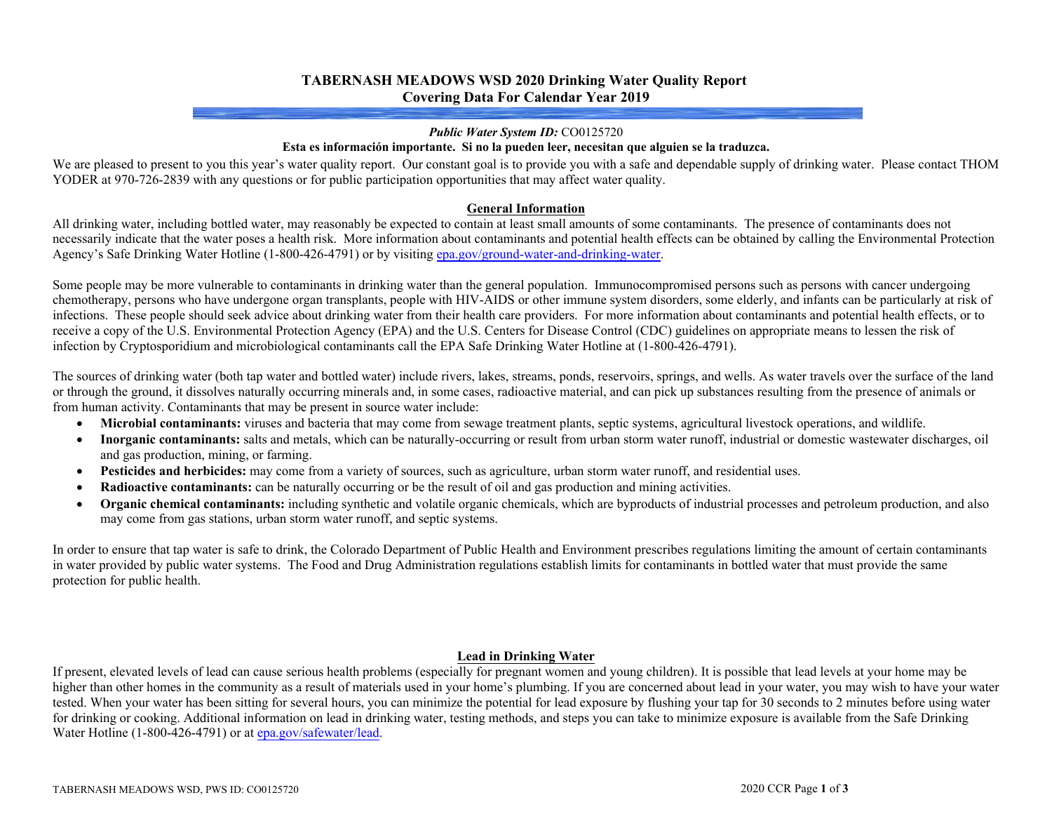# TABERNASH MEADOWS WSD 2020 Drinking Water Quality Report
## Covering Data For Calendar Year 2019

*Public Water System ID:* CO0125720

**Esta es información importante. Si no la pueden leer, necesitan que alguien se la traduzca.**

We are pleased to present to you this year's water quality report. Our constant goal is to provide you with a safe and dependable supply of drinking water. Please contact THOM YODER at 970-726-2839 with any questions or for public participation opportunities that may affect water quality.

## General Information

All drinking water, including bottled water, may reasonably be expected to contain at least small amounts of some contaminants. The presence of contaminants does not necessarily indicate that the water poses a health risk. More information about contaminants and potential health effects can be obtained by calling the Environmental Protection Agency's Safe Drinking Water Hotline (1-800-426-4791) or by visiting epa.gov/ground-water-and-drinking-water.

Some people may be more vulnerable to contaminants in drinking water than the general population. Immunocompromised persons such as persons with cancer undergoing chemotherapy, persons who have undergone organ transplants, people with HIV-AIDS or other immune system disorders, some elderly, and infants can be particularly at risk of infections. These people should seek advice about drinking water from their health care providers. For more information about contaminants and potential health effects, or to receive a copy of the U.S. Environmental Protection Agency (EPA) and the U.S. Centers for Disease Control (CDC) guidelines on appropriate means to lessen the risk of infection by Cryptosporidium and microbiological contaminants call the EPA Safe Drinking Water Hotline at (1-800-426-4791).

The sources of drinking water (both tap water and bottled water) include rivers, lakes, streams, ponds, reservoirs, springs, and wells. As water travels over the surface of the land or through the ground, it dissolves naturally occurring minerals and, in some cases, radioactive material, and can pick up substances resulting from the presence of animals or from human activity. Contaminants that may be present in source water include:

- **Microbial contaminants:** viruses and bacteria that may come from sewage treatment plants, septic systems, agricultural livestock operations, and wildlife.
- **Inorganic contaminants:** salts and metals, which can be naturally-occurring or result from urban storm water runoff, industrial or domestic wastewater discharges, oil and gas production, mining, or farming.
- **Pesticides and herbicides:** may come from a variety of sources, such as agriculture, urban storm water runoff, and residential uses.
- **Radioactive contaminants:** can be naturally occurring or be the result of oil and gas production and mining activities.
- **Organic chemical contaminants:** including synthetic and volatile organic chemicals, which are byproducts of industrial processes and petroleum production, and also may come from gas stations, urban storm water runoff, and septic systems.

In order to ensure that tap water is safe to drink, the Colorado Department of Public Health and Environment prescribes regulations limiting the amount of certain contaminants in water provided by public water systems. The Food and Drug Administration regulations establish limits for contaminants in bottled water that must provide the same protection for public health.

## Lead in Drinking Water

If present, elevated levels of lead can cause serious health problems (especially for pregnant women and young children). It is possible that lead levels at your home may be higher than other homes in the community as a result of materials used in your home's plumbing. If you are concerned about lead in your water, you may wish to have your water tested. When your water has been sitting for several hours, you can minimize the potential for lead exposure by flushing your tap for 30 seconds to 2 minutes before using water for drinking or cooking. Additional information on lead in drinking water, testing methods, and steps you can take to minimize exposure is available from the Safe Drinking Water Hotline (1-800-426-4791) or at epa.gov/safewater/lead.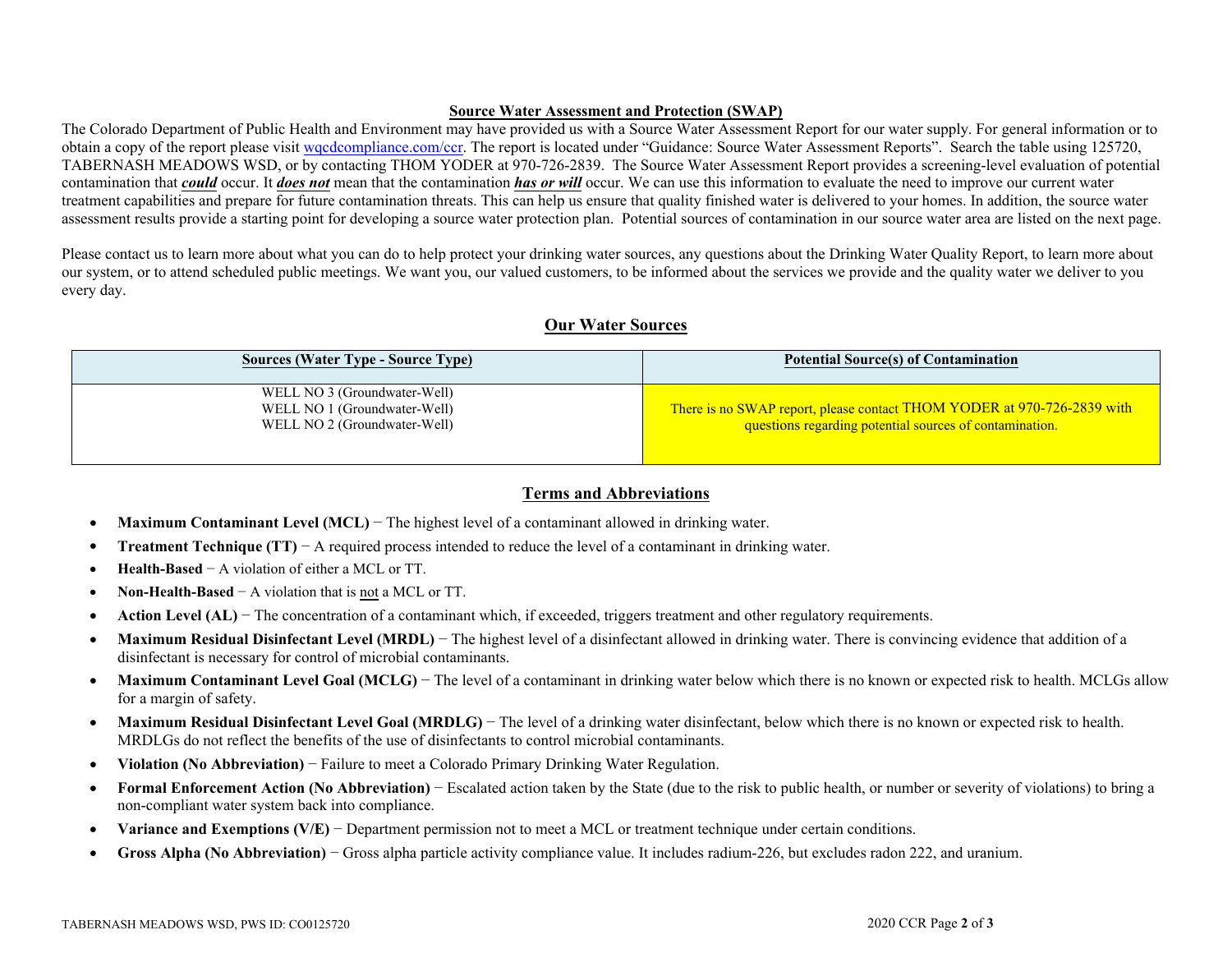## Source Water Assessment and Protection (SWAP)

The Colorado Department of Public Health and Environment may have provided us with a Source Water Assessment Report for our water supply. For general information or to obtain a copy of the report please visit wqcdcompliance.com/ccr. The report is located under "Guidance: Source Water Assessment Reports". Search the table using 125720, TABERNASH MEADOWS WSD, or by contacting THOM YODER at 970-726-2839. The Source Water Assessment Report provides a screening-level evaluation of potential contamination that ***could*** occur. It ***does not*** mean that the contamination ***has or will*** occur. We can use this information to evaluate the need to improve our current water treatment capabilities and prepare for future contamination threats. This can help us ensure that quality finished water is delivered to your homes. In addition, the source water assessment results provide a starting point for developing a source water protection plan. Potential sources of contamination in our source water area are listed on the next page.

Please contact us to learn more about what you can do to help protect your drinking water sources, any questions about the Drinking Water Quality Report, to learn more about our system, or to attend scheduled public meetings. We want you, our valued customers, to be informed about the services we provide and the quality water we deliver to you every day.

## Our Water Sources

| Sources (Water Type - Source Type) | Potential Source(s) of Contamination |
|---|---|
| WELL NO 3 (Groundwater-Well)<br>WELL NO 1 (Groundwater-Well)<br>WELL NO 2 (Groundwater-Well) | There is no SWAP report, please contact THOM YODER at 970-726-2839 with questions regarding potential sources of contamination. |

## Terms and Abbreviations

- **Maximum Contaminant Level (MCL)** − The highest level of a contaminant allowed in drinking water.
- **Treatment Technique (TT)** − A required process intended to reduce the level of a contaminant in drinking water.
- **Health-Based** − A violation of either a MCL or TT.
- **Non-Health-Based** − A violation that is not a MCL or TT.
- **Action Level (AL)** − The concentration of a contaminant which, if exceeded, triggers treatment and other regulatory requirements.
- **Maximum Residual Disinfectant Level (MRDL)** − The highest level of a disinfectant allowed in drinking water. There is convincing evidence that addition of a disinfectant is necessary for control of microbial contaminants.
- **Maximum Contaminant Level Goal (MCLG)** − The level of a contaminant in drinking water below which there is no known or expected risk to health. MCLGs allow for a margin of safety.
- **Maximum Residual Disinfectant Level Goal (MRDLG)** − The level of a drinking water disinfectant, below which there is no known or expected risk to health. MRDLGs do not reflect the benefits of the use of disinfectants to control microbial contaminants.
- **Violation (No Abbreviation)** − Failure to meet a Colorado Primary Drinking Water Regulation.
- **Formal Enforcement Action (No Abbreviation)** − Escalated action taken by the State (due to the risk to public health, or number or severity of violations) to bring a non-compliant water system back into compliance.
- **Variance and Exemptions (V/E)** − Department permission not to meet a MCL or treatment technique under certain conditions.
- **Gross Alpha (No Abbreviation)** − Gross alpha particle activity compliance value. It includes radium-226, but excludes radon 222, and uranium.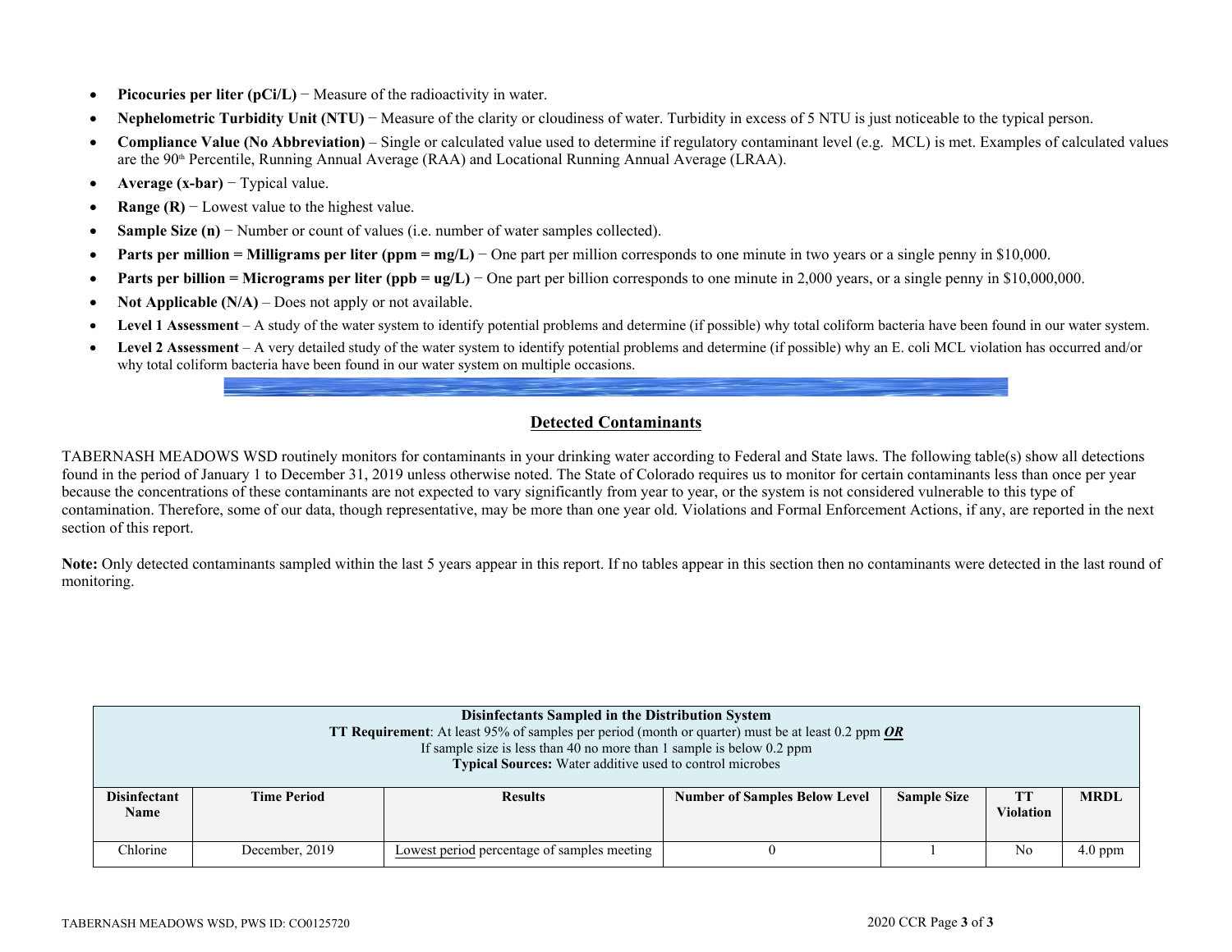- **Picocuries per liter (pCi/L)** − Measure of the radioactivity in water.
- **Nephelometric Turbidity Unit (NTU)** − Measure of the clarity or cloudiness of water. Turbidity in excess of 5 NTU is just noticeable to the typical person.
- **Compliance Value (No Abbreviation)** – Single or calculated value used to determine if regulatory contaminant level (e.g. MCL) is met. Examples of calculated values are the 90th Percentile, Running Annual Average (RAA) and Locational Running Annual Average (LRAA).
- **Average (x-bar)** − Typical value.
- **Range (R)** − Lowest value to the highest value.
- **Sample Size (n)** − Number or count of values (i.e. number of water samples collected).
- **Parts per million = Milligrams per liter (ppm = mg/L)** − One part per million corresponds to one minute in two years or a single penny in $10,000.
- **Parts per billion = Micrograms per liter (ppb = ug/L)** − One part per billion corresponds to one minute in 2,000 years, or a single penny in $10,000,000.
- **Not Applicable (N/A)** – Does not apply or not available.
- **Level 1 Assessment** – A study of the water system to identify potential problems and determine (if possible) why total coliform bacteria have been found in our water system.
- **Level 2 Assessment** – A very detailed study of the water system to identify potential problems and determine (if possible) why an E. coli MCL violation has occurred and/or why total coliform bacteria have been found in our water system on multiple occasions.

## Detected Contaminants

TABERNASH MEADOWS WSD routinely monitors for contaminants in your drinking water according to Federal and State laws. The following table(s) show all detections found in the period of January 1 to December 31, 2019 unless otherwise noted. The State of Colorado requires us to monitor for certain contaminants less than once per year because the concentrations of these contaminants are not expected to vary significantly from year to year, or the system is not considered vulnerable to this type of contamination. Therefore, some of our data, though representative, may be more than one year old. Violations and Formal Enforcement Actions, if any, are reported in the next section of this report.

**Note:** Only detected contaminants sampled within the last 5 years appear in this report. If no tables appear in this section then no contaminants were detected in the last round of monitoring.

**Disinfectants Sampled in the Distribution System**
**TT Requirement**: At least 95% of samples per period (month or quarter) must be at least 0.2 ppm ***OR***
If sample size is less than 40 no more than 1 sample is below 0.2 ppm
**Typical Sources:** Water additive used to control microbes

| Disinfectant Name | Time Period | Results | Number of Samples Below Level | Sample Size | TT Violation | MRDL |
|---|---|---|---|---|---|---|
| Chlorine | December, 2019 | Lowest period percentage of samples meeting | 0 | 1 | No | 4.0 ppm |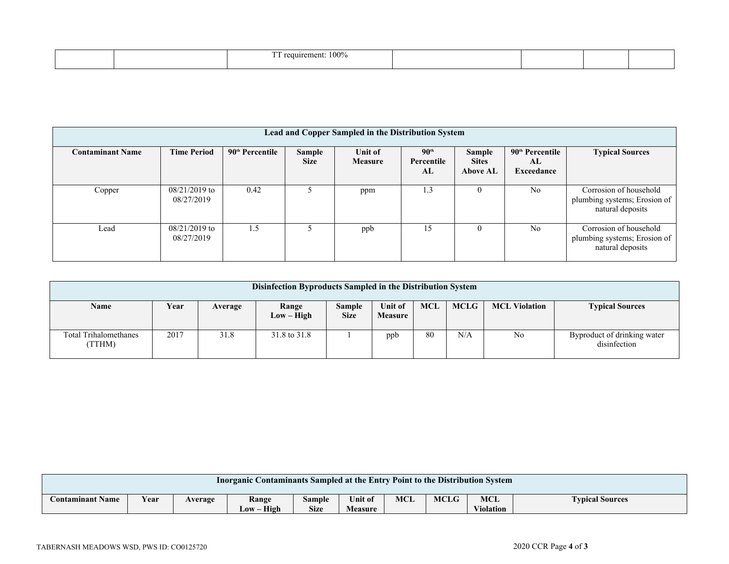| | | | | | | |
|---|---|---|---|---|---|---|
| | | TT requirement: 100% | | | | |

| Lead and Copper Sampled in the Distribution System | | | | | | | | |
|---|---|---|---|---|---|---|---|---|
| **Contaminant Name** | **Time Period** | **90th Percentile** | **Sample Size** | **Unit of Measure** | **90th Percentile AL** | **Sample Sites Above AL** | **90th Percentile AL Exceedance** | **Typical Sources** |
| Copper | 08/21/2019 to 08/27/2019 | 0.42 | 5 | ppm | 1.3 | 0 | No | Corrosion of household plumbing systems; Erosion of natural deposits |
| Lead | 08/21/2019 to 08/27/2019 | 1.5 | 5 | ppb | 15 | 0 | No | Corrosion of household plumbing systems; Erosion of natural deposits |

| Disinfection Byproducts Sampled in the Distribution System | | | | | | | | | |
|---|---|---|---|---|---|---|---|---|---|
| **Name** | **Year** | **Average** | **Range Low – High** | **Sample Size** | **Unit of Measure** | **MCL** | **MCLG** | **MCL Violation** | **Typical Sources** |
| Total Trihalomethanes (TTHM) | 2017 | 31.8 | 31.8 to 31.8 | 1 | ppb | 80 | N/A | No | Byproduct of drinking water disinfection |

| Inorganic Contaminants Sampled at the Entry Point to the Distribution System | | | | | | | | | |
|---|---|---|---|---|---|---|---|---|---|
| **Contaminant Name** | **Year** | **Average** | **Range Low – High** | **Sample Size** | **Unit of Measure** | **MCL** | **MCLG** | **MCL Violation** | **Typical Sources** |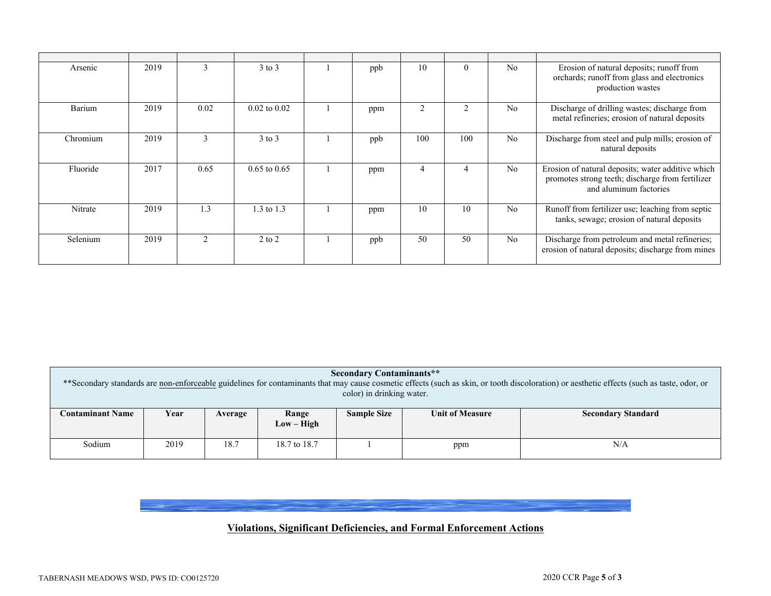| | | | | | | | | | |
|---|---|---|---|---|---|---|---|---|---|
| Arsenic | 2019 | 3 | 3 to 3 | 1 | ppb | 10 | 0 | No | Erosion of natural deposits; runoff from orchards; runoff from glass and electronics production wastes |
| Barium | 2019 | 0.02 | 0.02 to 0.02 | 1 | ppm | 2 | 2 | No | Discharge of drilling wastes; discharge from metal refineries; erosion of natural deposits |
| Chromium | 2019 | 3 | 3 to 3 | 1 | ppb | 100 | 100 | No | Discharge from steel and pulp mills; erosion of natural deposits |
| Fluoride | 2017 | 0.65 | 0.65 to 0.65 | 1 | ppm | 4 | 4 | No | Erosion of natural deposits; water additive which promotes strong teeth; discharge from fertilizer and aluminum factories |
| Nitrate | 2019 | 1.3 | 1.3 to 1.3 | 1 | ppm | 10 | 10 | No | Runoff from fertilizer use; leaching from septic tanks, sewage; erosion of natural deposits |
| Selenium | 2019 | 2 | 2 to 2 | 1 | ppb | 50 | 50 | No | Discharge from petroleum and metal refineries; erosion of natural deposits; discharge from mines |

**Secondary Contaminants****

**Secondary standards are non-enforceable guidelines for contaminants that may cause cosmetic effects (such as skin, or tooth discoloration) or aesthetic effects (such as taste, odor, or color) in drinking water.

| Contaminant Name | Year | Average | Range Low – High | Sample Size | Unit of Measure | Secondary Standard |
|---|---|---|---|---|---|---|
| Sodium | 2019 | 18.7 | 18.7 to 18.7 | 1 | ppm | N/A |

## Violations, Significant Deficiencies, and Formal Enforcement Actions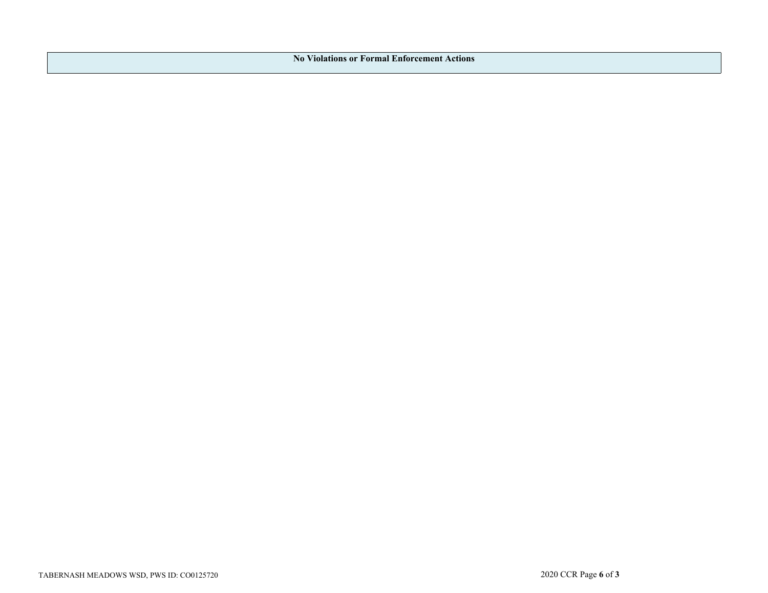**No Violations or Formal Enforcement Actions**